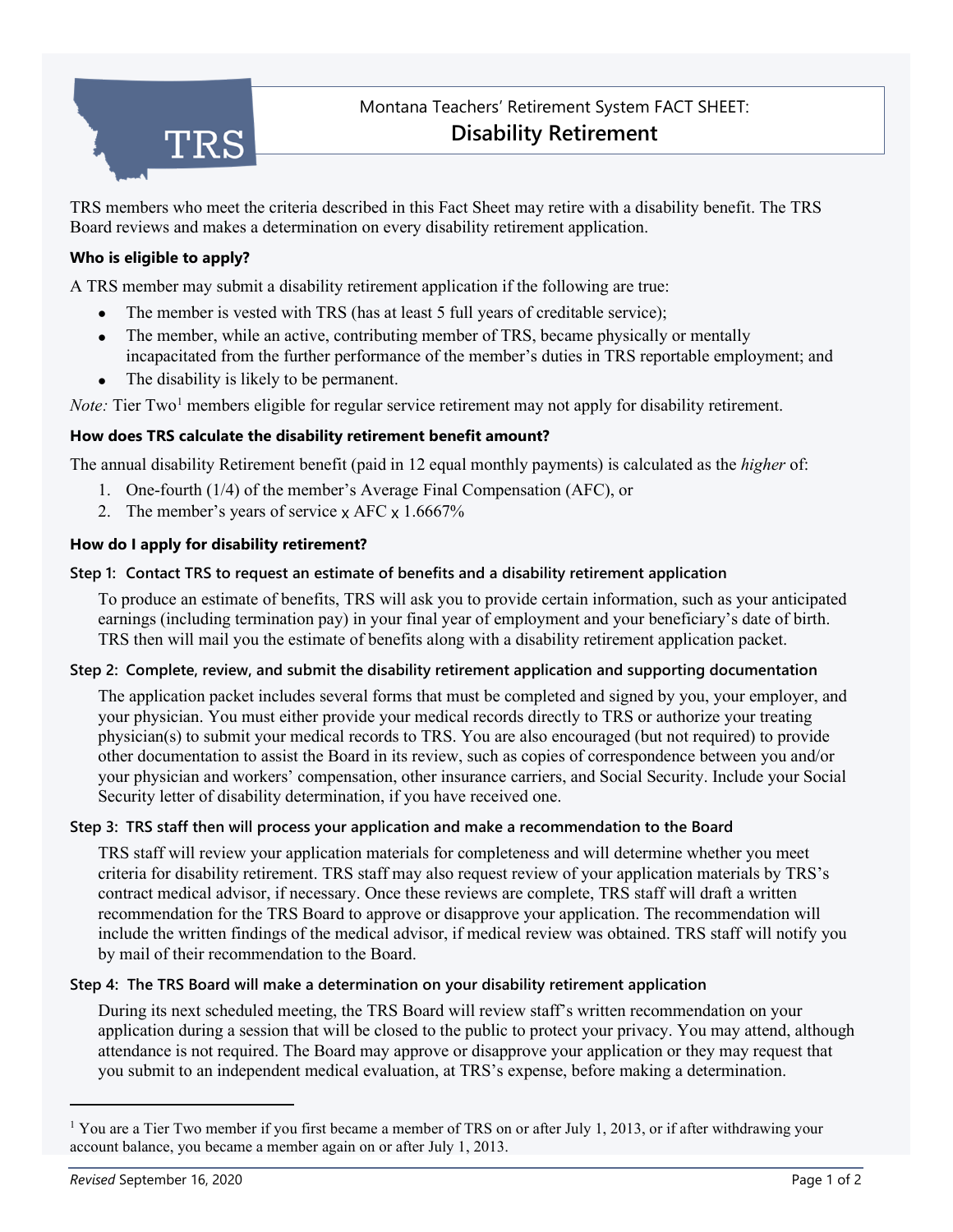Montana Teachers' Retirement System FACT SHEET:

# Disability Retirement

TRS members who meet the criteria described in this Fact Sheet may retire with a disability benefit. The TRS Board reviews and makes a determination on every disability retirement application.

### Who is eligible to apply?

A TRS member may submit a disability retirement application if the following are true:

- The member is vested with TRS (has at least 5 full years of creditable service);
- The member, while an active, contributing member of TRS, became physically or mentally incapacitated from the further performance of the member's duties in TRS reportable employment; and
- The disability is likely to be permanent.

*Note:* Tier Two[1] members eligible for regular service retirement may not apply for disability retirement.

### How does TRS calculate the disability retirement benefit amount?

The annual disability Retirement benefit (paid in 12 equal monthly payments) is calculated as the *higher* of:

1. One-fourth (1/4) of the member's Average Final Compensation (AFC), or
2. The member's years of service x AFC x 1.6667%

### How do I apply for disability retirement?

#### Step 1: Contact TRS to request an estimate of benefits and a disability retirement application

To produce an estimate of benefits, TRS will ask you to provide certain information, such as your anticipated earnings (including termination pay) in your final year of employment and your beneficiary's date of birth. TRS then will mail you the estimate of benefits along with a disability retirement application packet.

#### Step 2: Complete, review, and submit the disability retirement application and supporting documentation

The application packet includes several forms that must be completed and signed by you, your employer, and your physician. You must either provide your medical records directly to TRS or authorize your treating physician(s) to submit your medical records to TRS. You are also encouraged (but not required) to provide other documentation to assist the Board in its review, such as copies of correspondence between you and/or your physician and workers' compensation, other insurance carriers, and Social Security. Include your Social Security letter of disability determination, if you have received one.

#### Step 3: TRS staff then will process your application and make a recommendation to the Board

TRS staff will review your application materials for completeness and will determine whether you meet criteria for disability retirement. TRS staff may also request review of your application materials by TRS's contract medical advisor, if necessary. Once these reviews are complete, TRS staff will draft a written recommendation for the TRS Board to approve or disapprove your application. The recommendation will include the written findings of the medical advisor, if medical review was obtained. TRS staff will notify you by mail of their recommendation to the Board.

#### Step 4: The TRS Board will make a determination on your disability retirement application

During its next scheduled meeting, the TRS Board will review staff's written recommendation on your application during a session that will be closed to the public to protect your privacy. You may attend, although attendance is not required. The Board may approve or disapprove your application or they may request that you submit to an independent medical evaluation, at TRS's expense, before making a determination.

---

[1] You are a Tier Two member if you first became a member of TRS on or after July 1, 2013, or if after withdrawing your account balance, you became a member again on or after July 1, 2013.

*Revised* September 16, 2020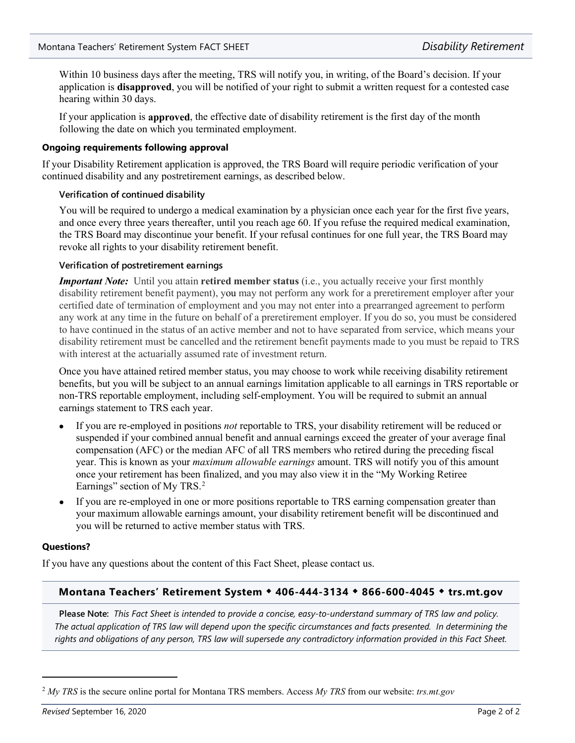Within 10 business days after the meeting, TRS will notify you, in writing, of the Board's decision. If your application is **disapproved**, you will be notified of your right to submit a written request for a contested case hearing within 30 days.

If your application is **approved**, the effective date of disability retirement is the first day of the month following the date on which you terminated employment.

### Ongoing requirements following approval

If your Disability Retirement application is approved, the TRS Board will require periodic verification of your continued disability and any postretirement earnings, as described below.

#### Verification of continued disability

You will be required to undergo a medical examination by a physician once each year for the first five years, and once every three years thereafter, until you reach age 60. If you refuse the required medical examination, the TRS Board may discontinue your benefit. If your refusal continues for one full year, the TRS Board may revoke all rights to your disability retirement benefit.

#### Verification of postretirement earnings

***Important Note:*** Until you attain **retired member status** (i.e., you actually receive your first monthly disability retirement benefit payment), you may not perform any work for a preretirement employer after your certified date of termination of employment and you may not enter into a prearranged agreement to perform any work at any time in the future on behalf of a preretirement employer. If you do so, you must be considered to have continued in the status of an active member and not to have separated from service, which means your disability retirement must be cancelled and the retirement benefit payments made to you must be repaid to TRS with interest at the actuarially assumed rate of investment return.

Once you have attained retired member status, you may choose to work while receiving disability retirement benefits, but you will be subject to an annual earnings limitation applicable to all earnings in TRS reportable or non-TRS reportable employment, including self-employment. You will be required to submit an annual earnings statement to TRS each year.

- If you are re-employed in positions *not* reportable to TRS, your disability retirement will be reduced or suspended if your combined annual benefit and annual earnings exceed the greater of your average final compensation (AFC) or the median AFC of all TRS members who retired during the preceding fiscal year. This is known as your *maximum allowable earnings* amount. TRS will notify you of this amount once your retirement has been finalized, and you may also view it in the "My Working Retiree Earnings" section of My TRS.[2]
- If you are re-employed in one or more positions reportable to TRS earning compensation greater than your maximum allowable earnings amount, your disability retirement benefit will be discontinued and you will be returned to active member status with TRS.

### Questions?

If you have any questions about the content of this Fact Sheet, please contact us.

**Montana Teachers' Retirement System ◆ 406-444-3134 ◆ 866-600-4045 ◆ trs.mt.gov**

**Please Note:** *This Fact Sheet is intended to provide a concise, easy-to-understand summary of TRS law and policy. The actual application of TRS law will depend upon the specific circumstances and facts presented. In determining the rights and obligations of any person, TRS law will supersede any contradictory information provided in this Fact Sheet.*

[2] *My TRS* is the secure online portal for Montana TRS members. Access *My TRS* from our website: *trs.mt.gov*

*Revised* September 16, 2020